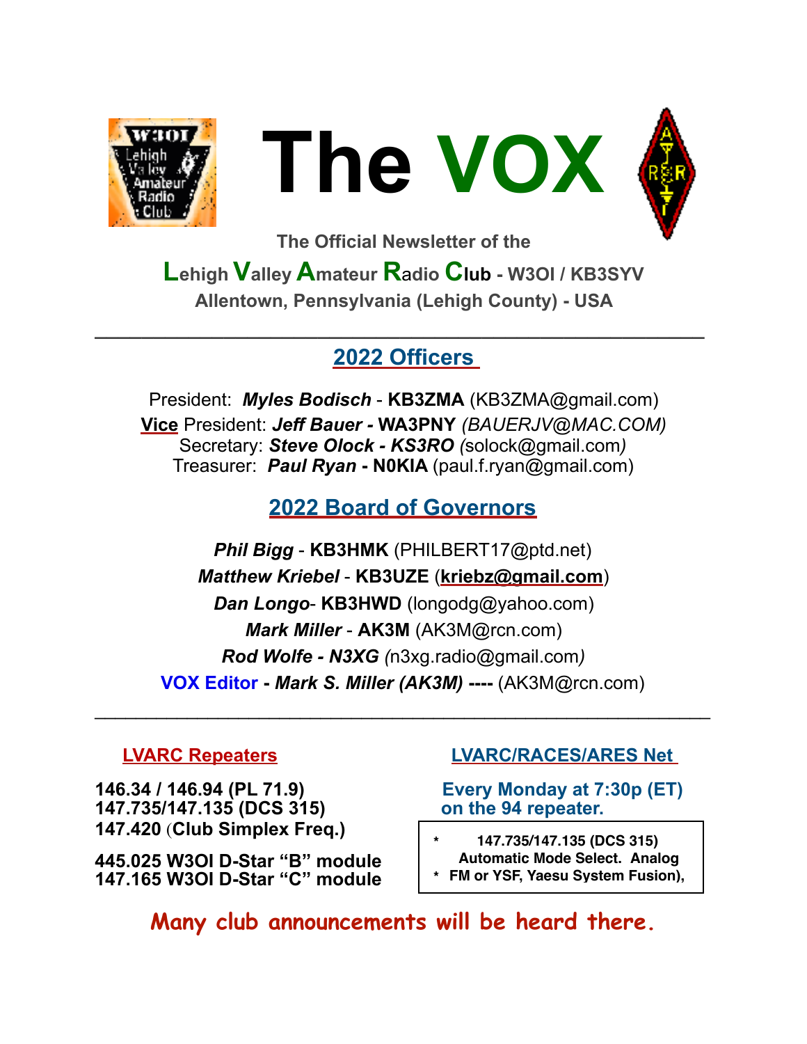# The VOX

**The Official Newsletter of the**

**Lehigh Valley Amateur Radio Club - W3OI / KB3SYV**

**Allentown, Pennsylvania (Lehigh County) - USA**

---

## 2022 Officers

President: ***Myles Bodisch*** - **KB3ZMA** (KB3ZMA@gmail.com)

**Vice** President: ***Jeff Bauer* - WA3PNY** *(BAUERJV@MAC.COM)*

Secretary: ***Steve Olock - KS3RO*** *(*solock@gmail.com*)*

Treasurer: ***Paul Ryan* - N0KIA** (paul.f.ryan@gmail.com)

## 2022 Board of Governors

***Phil Bigg*** - **KB3HMK** (PHILBERT17@ptd.net)

***Matthew Kriebel*** - **KB3UZE** (**kriebz@gmail.com**)

***Dan Longo***- **KB3HWD** (longodg@yahoo.com)

***Mark Miller*** - **AK3M** (AK3M@rcn.com)

***Rod Wolfe - N3XG*** *(*n3xg.radio@gmail.com*)*

**VOX Editor** - ***Mark S. Miller (AK3M)*** **----** (AK3M@rcn.com)

---

### LVARC Repeaters

**146.34 / 146.94 (PL 71.9)**
**147.735/147.135 (DCS 315)**
**147.420 (Club Simplex Freq.)**

**445.025 W3OI D-Star "B" module**
**147.165 W3OI D-Star "C" module**

### LVARC/RACES/ARES Net

**Every Monday at 7:30p (ET) on the 94 repeater.**

* **147.735/147.135 (DCS 315) Automatic Mode Select. Analog**
* **FM or YSF, Yaesu System Fusion),**

**Many club announcements will be heard there.**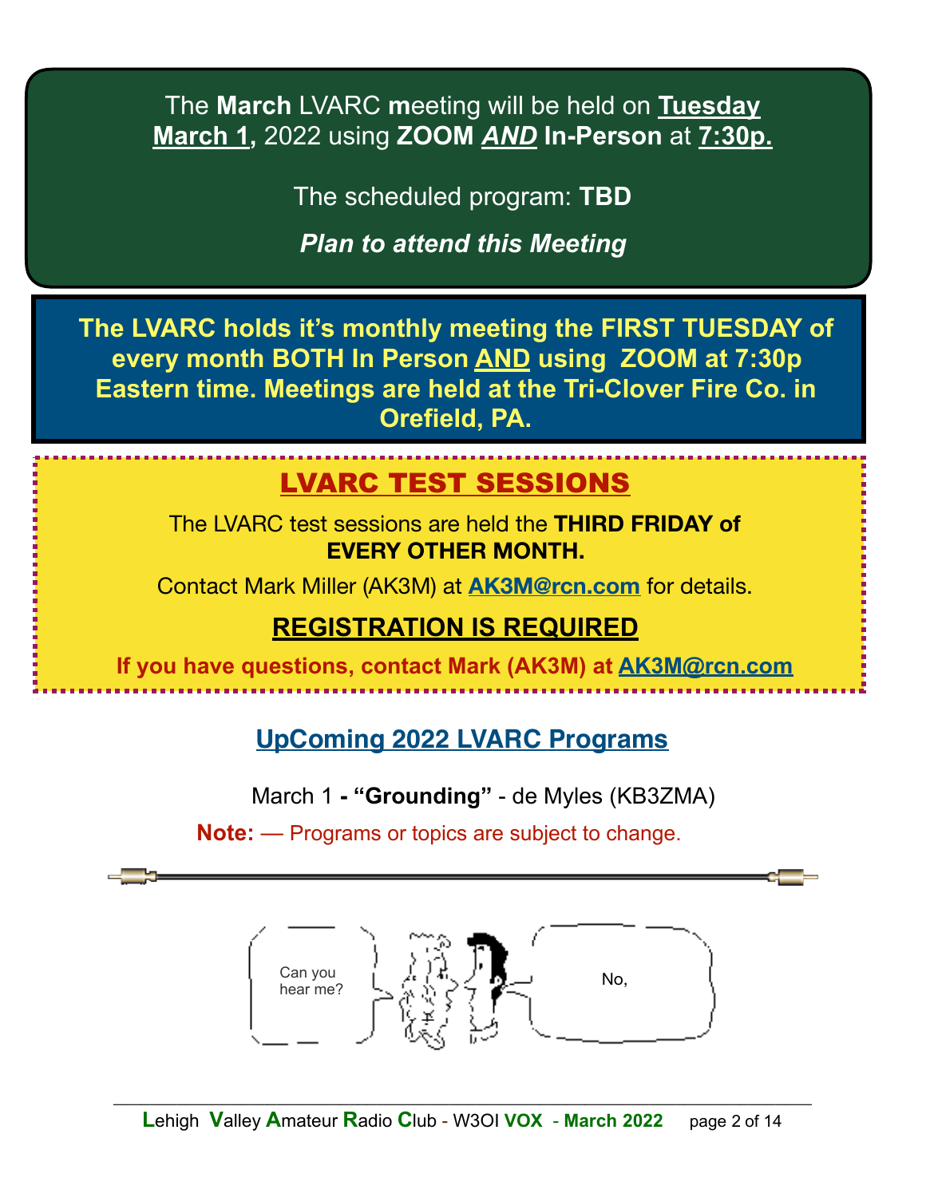The **March** LVARC **m**eeting will be held on **Tuesday March 1,** 2022 using **ZOOM *AND* In-Person** at **7:30p.**

The scheduled program: **TBD**

***Plan to attend this Meeting***

**The LVARC holds it's monthly meeting the FIRST TUESDAY of every month BOTH In Person AND using ZOOM at 7:30p Eastern time. Meetings are held at the Tri-Clover Fire Co. in Orefield, PA.**

## LVARC TEST SESSIONS

The LVARC test sessions are held the **THIRD FRIDAY of EVERY OTHER MONTH.**

Contact Mark Miller (AK3M) at **AK3M@rcn.com** for details.

**REGISTRATION IS REQUIRED**

**If you have questions, contact Mark (AK3M) at AK3M@rcn.com**

## UpComing 2022 LVARC Programs

March 1 **- "Grounding"** - de Myles (KB3ZMA)

**Note:** — Programs or topics are subject to change.

Can you hear me?

No,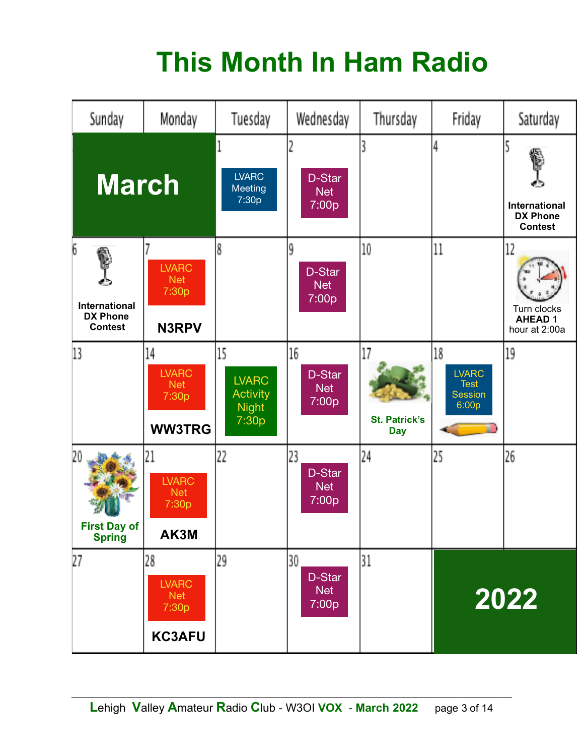# This Month In Ham Radio

| Sunday | Monday | Tuesday | Wednesday | Thursday | Friday | Saturday |
|---|---|---|---|---|---|---|
| **March** | | 1 LVARC Meeting 7:30p | 2 D-Star Net 7:00p | 3 | 4 | 5 **International DX Phone Contest** |
| 6 **International DX Phone Contest** | 7 LVARC Net 7:30p **N3RPV** | 8 | 9 D-Star Net 7:00p | 10 | 11 | 12 Turn clocks **AHEAD** 1 hour at 2:00a |
| 13 | 14 LVARC Net 7:30p **WW3TRG** | 15 LVARC Activity Night 7:30p | 16 D-Star Net 7:00p | 17 **St. Patrick's Day** | 18 LVARC Test Session 6:00p | 19 |
| 20 **First Day of Spring** | 21 LVARC Net 7:30p **AK3M** | 22 | 23 D-Star Net 7:00p | 24 | 25 | 26 |
| 27 | 28 LVARC Net 7:30p **KC3AFU** | 29 | 30 D-Star Net 7:00p | 31 | **2022** | |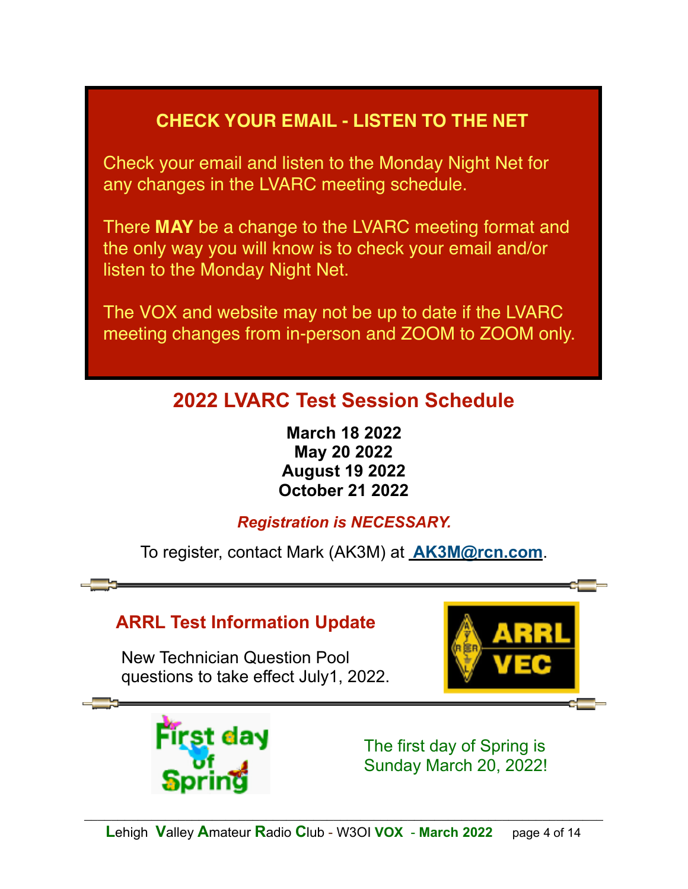## CHECK YOUR EMAIL - LISTEN TO THE NET

Check your email and listen to the Monday Night Net for any changes in the LVARC meeting schedule.

There **MAY** be a change to the LVARC meeting format and the only way you will know is to check your email and/or listen to the Monday Night Net.

The VOX and website may not be up to date if the LVARC meeting changes from in-person and ZOOM to ZOOM only.

## 2022 LVARC Test Session Schedule

**March 18 2022**
**May 20 2022**
**August 19 2022**
**October 21 2022**

***Registration is NECESSARY.***

To register, contact Mark (AK3M) at **AK3M@rcn.com**.

### ARRL Test Information Update

New Technician Question Pool questions to take effect July1, 2022.

The first day of Spring is Sunday March 20, 2022!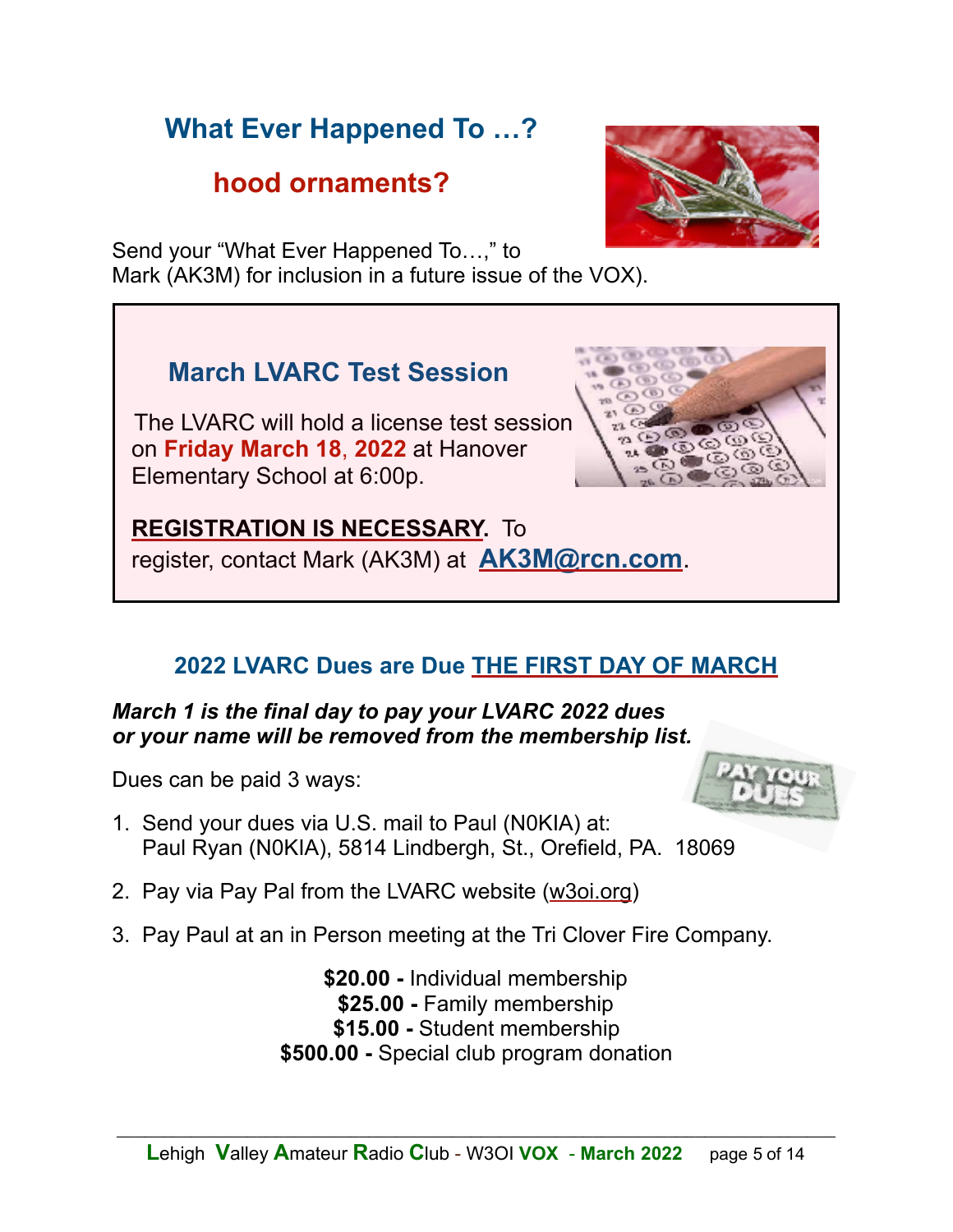## What Ever Happened To …?

### hood ornaments?

Send your "What Ever Happened To…," to Mark (AK3M) for inclusion in a future issue of the VOX).

## March LVARC Test Session

The LVARC will hold a license test session on **Friday March 18, 2022** at Hanover Elementary School at 6:00p.

**REGISTRATION IS NECESSARY.** To register, contact Mark (AK3M) at **AK3M@rcn.com**.

## 2022 LVARC Dues are Due THE FIRST DAY OF MARCH

***March 1 is the final day to pay your LVARC 2022 dues or your name will be removed from the membership list.***

Dues can be paid 3 ways:

1. Send your dues via U.S. mail to Paul (N0KIA) at:
   Paul Ryan (N0KIA), 5814 Lindbergh, St., Orefield, PA. 18069
2. Pay via Pay Pal from the LVARC website (w3oi.org)
3. Pay Paul at an in Person meeting at the Tri Clover Fire Company.

**$20.00 -** Individual membership
**$25.00 -** Family membership
**$15.00 -** Student membership
**$500.00 -** Special club program donation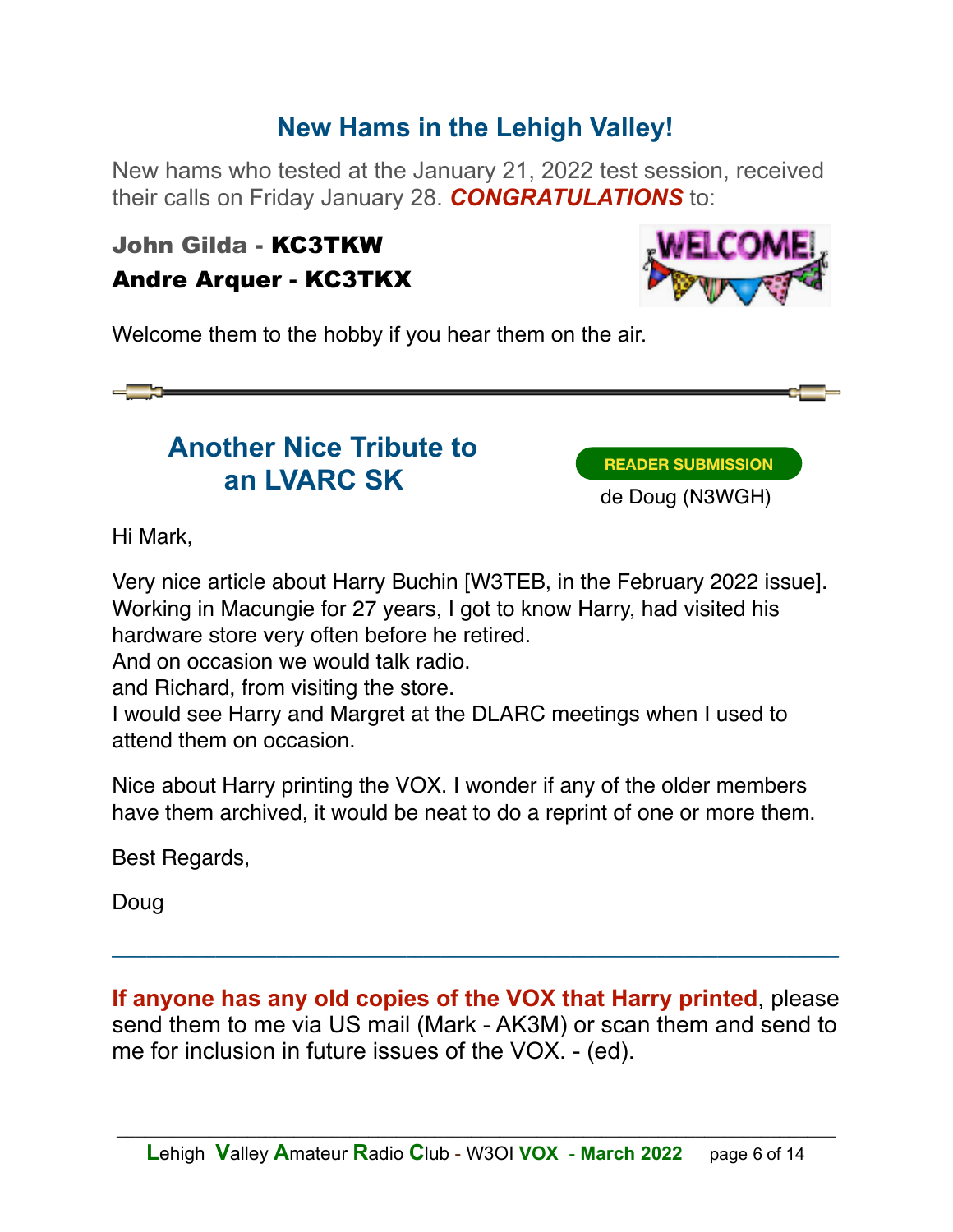## New Hams in the Lehigh Valley!

New hams who tested at the January 21, 2022 test session, received their calls on Friday January 28. ***CONGRATULATIONS*** to:

**John Gilda - KC3TKW**

**Andre Arquer - KC3TKX**

Welcome them to the hobby if you hear them on the air.

---

## Another Nice Tribute to an LVARC SK

**READER SUBMISSION**

de Doug (N3WGH)

Hi Mark,

Very nice article about Harry Buchin [W3TEB, in the February 2022 issue].
Working in Macungie for 27 years, I got to know Harry, had visited his hardware store very often before he retired.
And on occasion we would talk radio.
and Richard, from visiting the store.
I would see Harry and Margret at the DLARC meetings when I used to attend them on occasion.

Nice about Harry printing the VOX. I wonder if any of the older members have them archived, it would be neat to do a reprint of one or more them.

Best Regards,

Doug

---

**If anyone has any old copies of the VOX that Harry printed**, please send them to me via US mail (Mark - AK3M) or scan them and send to me for inclusion in future issues of the VOX. - (ed).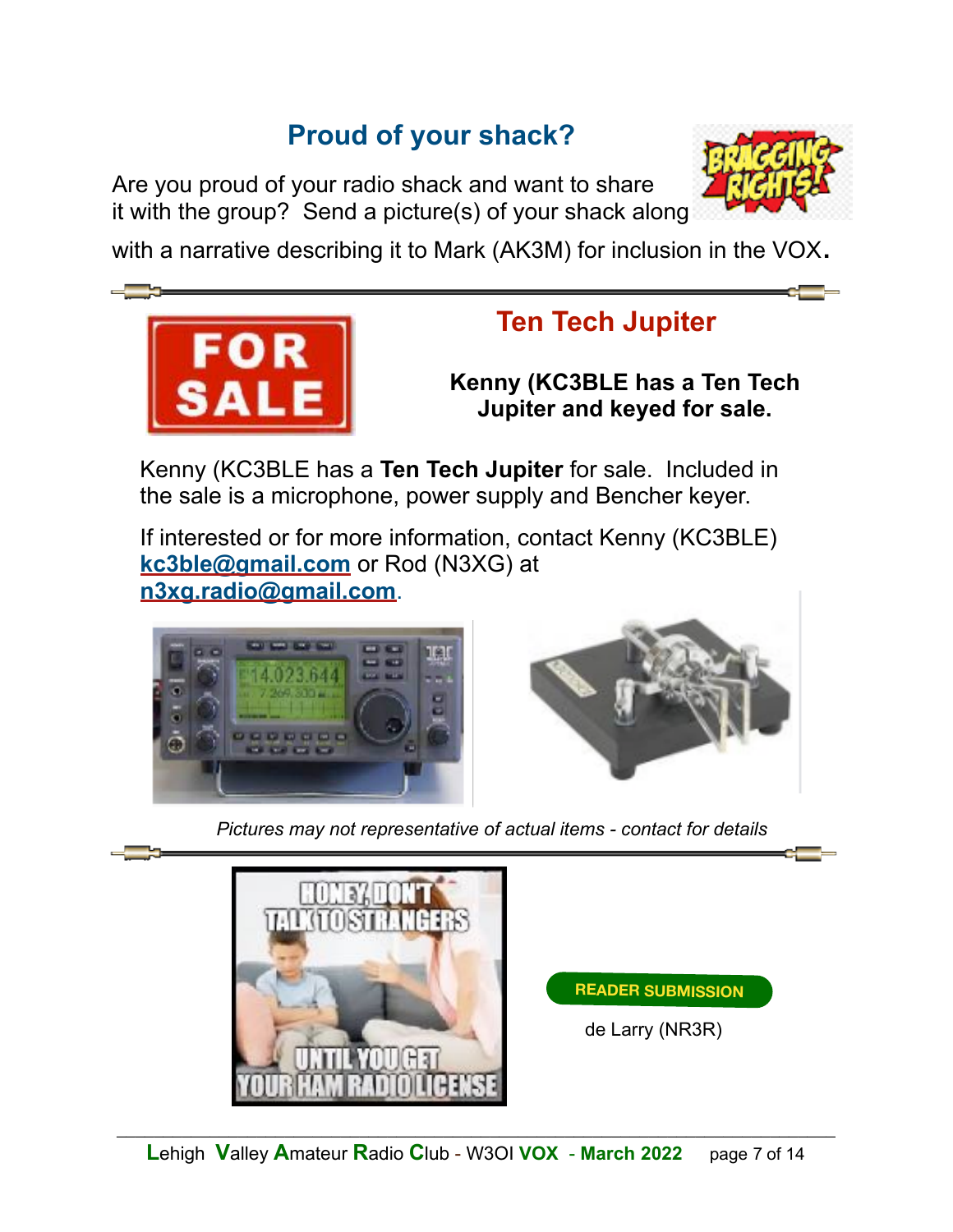## Proud of your shack?

Are you proud of your radio shack and want to share it with the group? Send a picture(s) of your shack along with a narrative describing it to Mark (AK3M) for inclusion in the VOX.

## Ten Tech Jupiter

**Kenny (KC3BLE has a Ten Tech Jupiter and keyed for sale.**

Kenny (KC3BLE has a **Ten Tech Jupiter** for sale. Included in the sale is a microphone, power supply and Bencher keyer.

If interested or for more information, contact Kenny (KC3BLE) **kc3ble@gmail.com** or Rod (N3XG) at **n3xg.radio@gmail.com**.

*Pictures may not representative of actual items - contact for details*

**READER SUBMISSION**

de Larry (NR3R)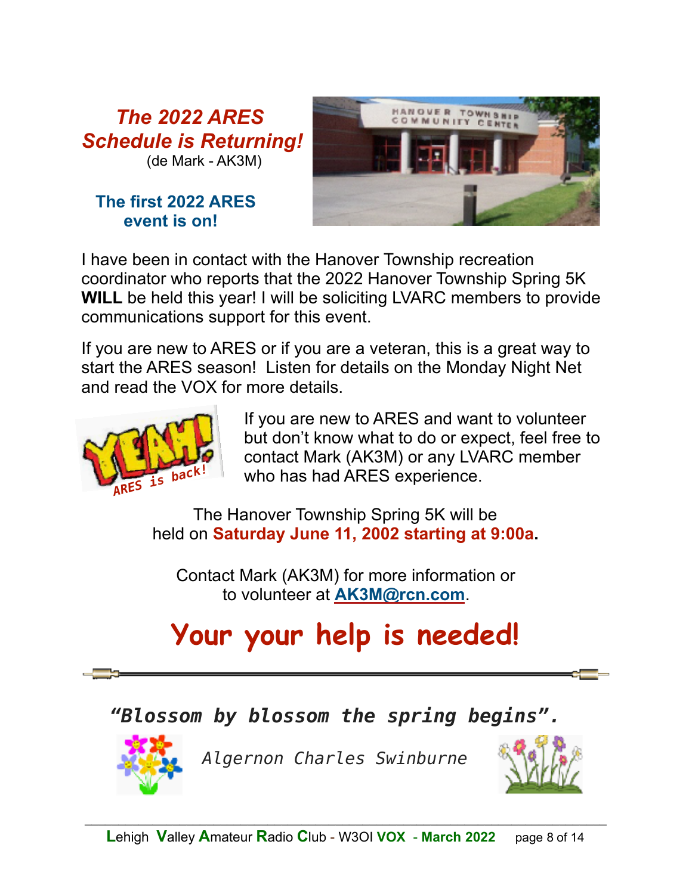## *The 2022 ARES Schedule is Returning!*

(de Mark - AK3M)

### The first 2022 ARES event is on!

I have been in contact with the Hanover Township recreation coordinator who reports that the 2022 Hanover Township Spring 5K **WILL** be held this year! I will be soliciting LVARC members to provide communications support for this event.

If you are new to ARES or if you are a veteran, this is a great way to start the ARES season! Listen for details on the Monday Night Net and read the VOX for more details.

If you are new to ARES and want to volunteer but don't know what to do or expect, feel free to contact Mark (AK3M) or any LVARC member who has had ARES experience.

The Hanover Township Spring 5K will be held on **Saturday June 11, 2002 starting at 9:00a.**

Contact Mark (AK3M) for more information or to volunteer at **AK3M@rcn.com**.

## Your your help is needed!

---

***"Blossom by blossom the spring begins".***

*Algernon Charles Swinburne*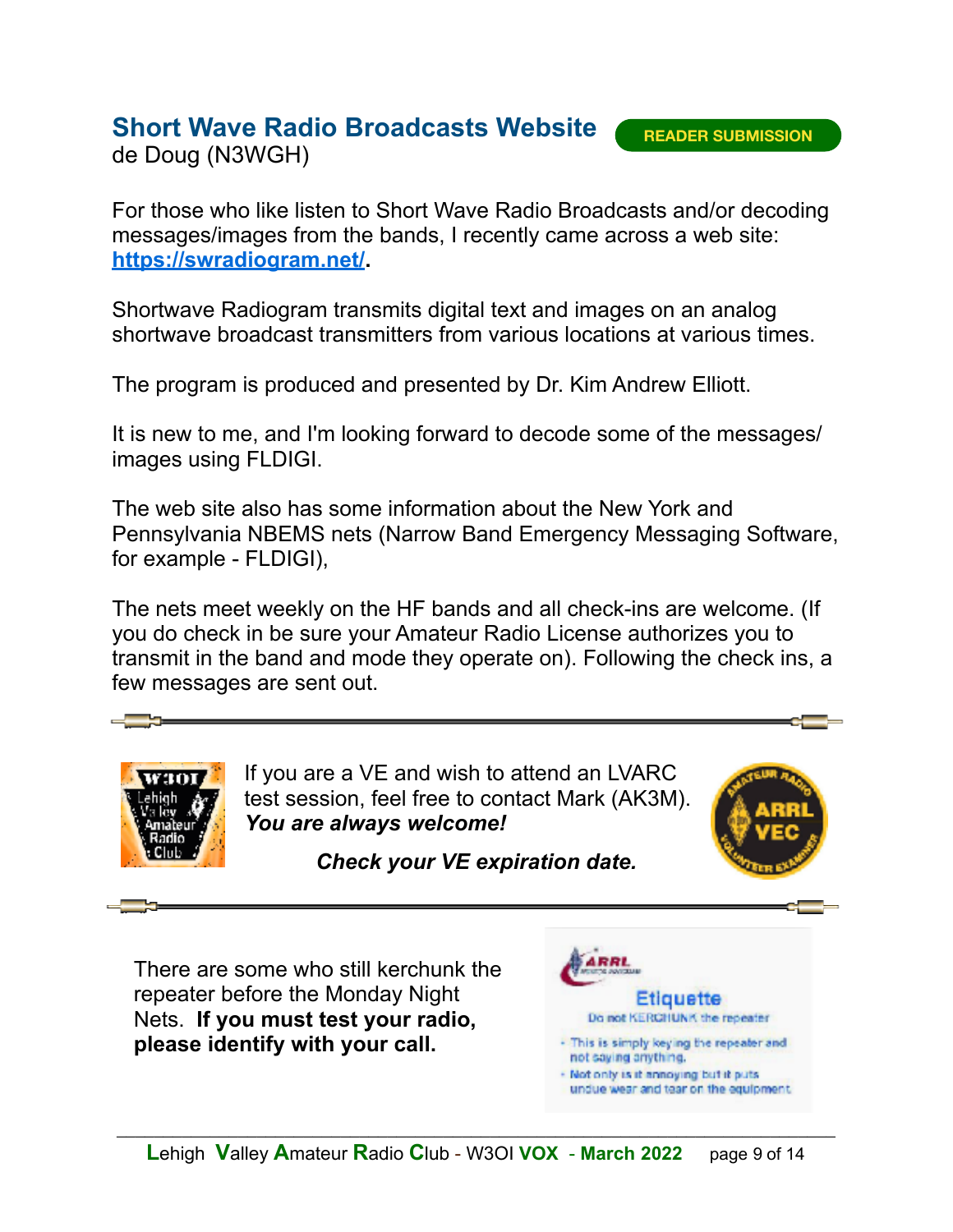## Short Wave Radio Broadcasts Website

READER SUBMISSION

de Doug (N3WGH)

For those who like listen to Short Wave Radio Broadcasts and/or decoding messages/images from the bands, I recently came across a web site: **[https://swradiogram.net/](https://swradiogram.net/)**.

Shortwave Radiogram transmits digital text and images on an analog shortwave broadcast transmitters from various locations at various times.

The program is produced and presented by Dr. Kim Andrew Elliott.

It is new to me, and I'm looking forward to decode some of the messages/ images using FLDIGI.

The web site also has some information about the New York and Pennsylvania NBEMS nets (Narrow Band Emergency Messaging Software, for example - FLDIGI),

The nets meet weekly on the HF bands and all check-ins are welcome. (If you do check in be sure your Amateur Radio License authorizes you to transmit in the band and mode they operate on). Following the check ins, a few messages are sent out.

---

If you are a VE and wish to attend an LVARC test session, feel free to contact Mark (AK3M). ***You are always welcome!***

***Check your VE expiration date.***

---

There are some who still kerchunk the repeater before the Monday Night Nets. **If you must test your radio, please identify with your call.**

**Etiquette**

Do not KERCHUNK the repeater

- This is simply keying the repeater and not saying anything.
- Not only is it annoying but it puts undue wear and tear on the equipment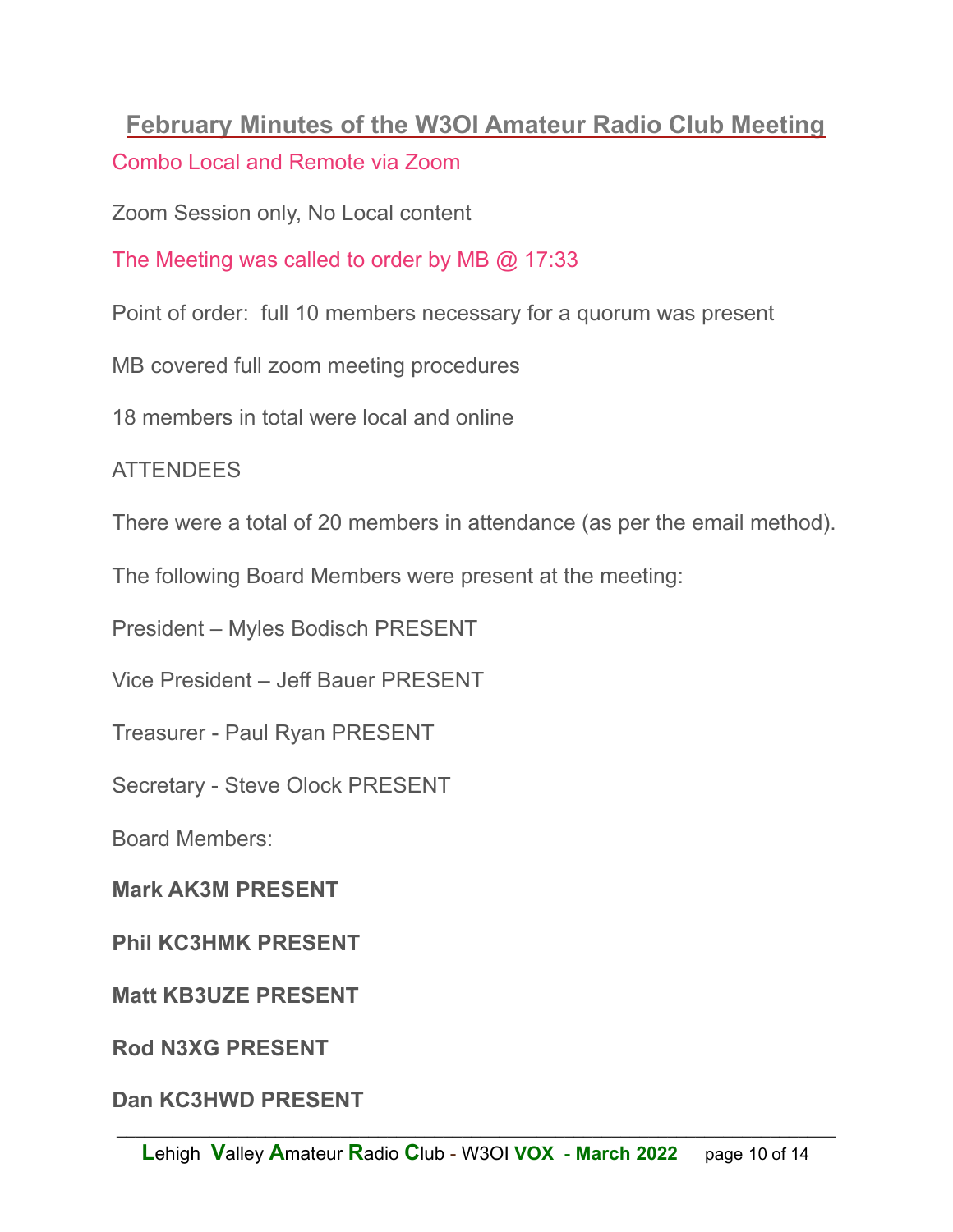## February Minutes of the W3OI Amateur Radio Club Meeting

Combo Local and Remote via Zoom

Zoom Session only, No Local content

The Meeting was called to order by MB @ 17:33

Point of order: full 10 members necessary for a quorum was present

MB covered full zoom meeting procedures

18 members in total were local and online

ATTENDEES

There were a total of 20 members in attendance (as per the email method).

The following Board Members were present at the meeting:

President – Myles Bodisch PRESENT

Vice President – Jeff Bauer PRESENT

Treasurer - Paul Ryan PRESENT

Secretary - Steve Olock PRESENT

Board Members:

**Mark AK3M PRESENT**

**Phil KC3HMK PRESENT**

**Matt KB3UZE PRESENT**

**Rod N3XG PRESENT**

**Dan KC3HWD PRESENT**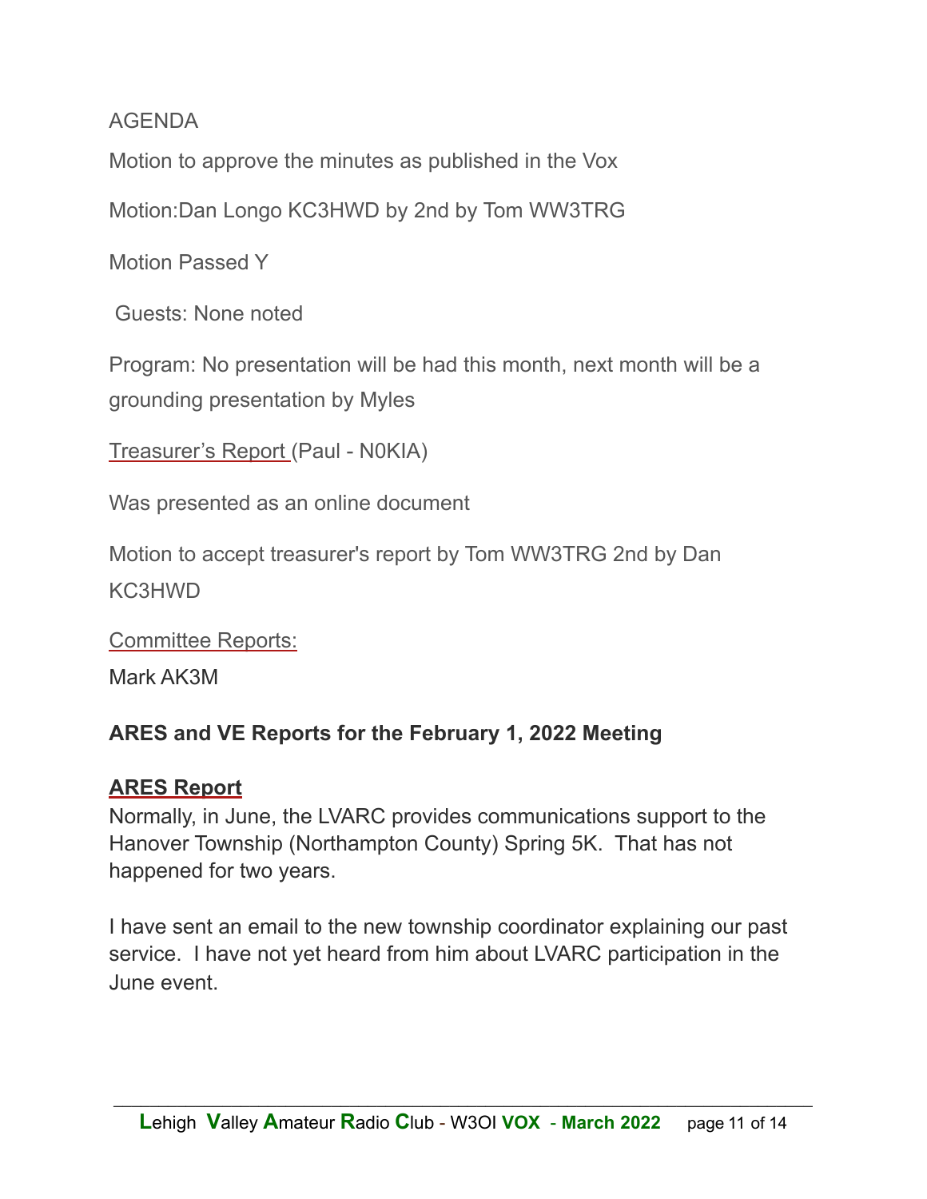AGENDA

Motion to approve the minutes as published in the Vox

Motion:Dan Longo KC3HWD by 2nd by Tom WW3TRG

Motion Passed Y

Guests: None noted

Program: No presentation will be had this month, next month will be a grounding presentation by Myles

Treasurer's Report (Paul - N0KIA)

Was presented as an online document

Motion to accept treasurer's report by Tom WW3TRG 2nd by Dan KC3HWD

Committee Reports:

Mark AK3M

**ARES and VE Reports for the February 1, 2022 Meeting**

**ARES Report**

Normally, in June, the LVARC provides communications support to the Hanover Township (Northampton County) Spring 5K. That has not happened for two years.

I have sent an email to the new township coordinator explaining our past service. I have not yet heard from him about LVARC participation in the June event.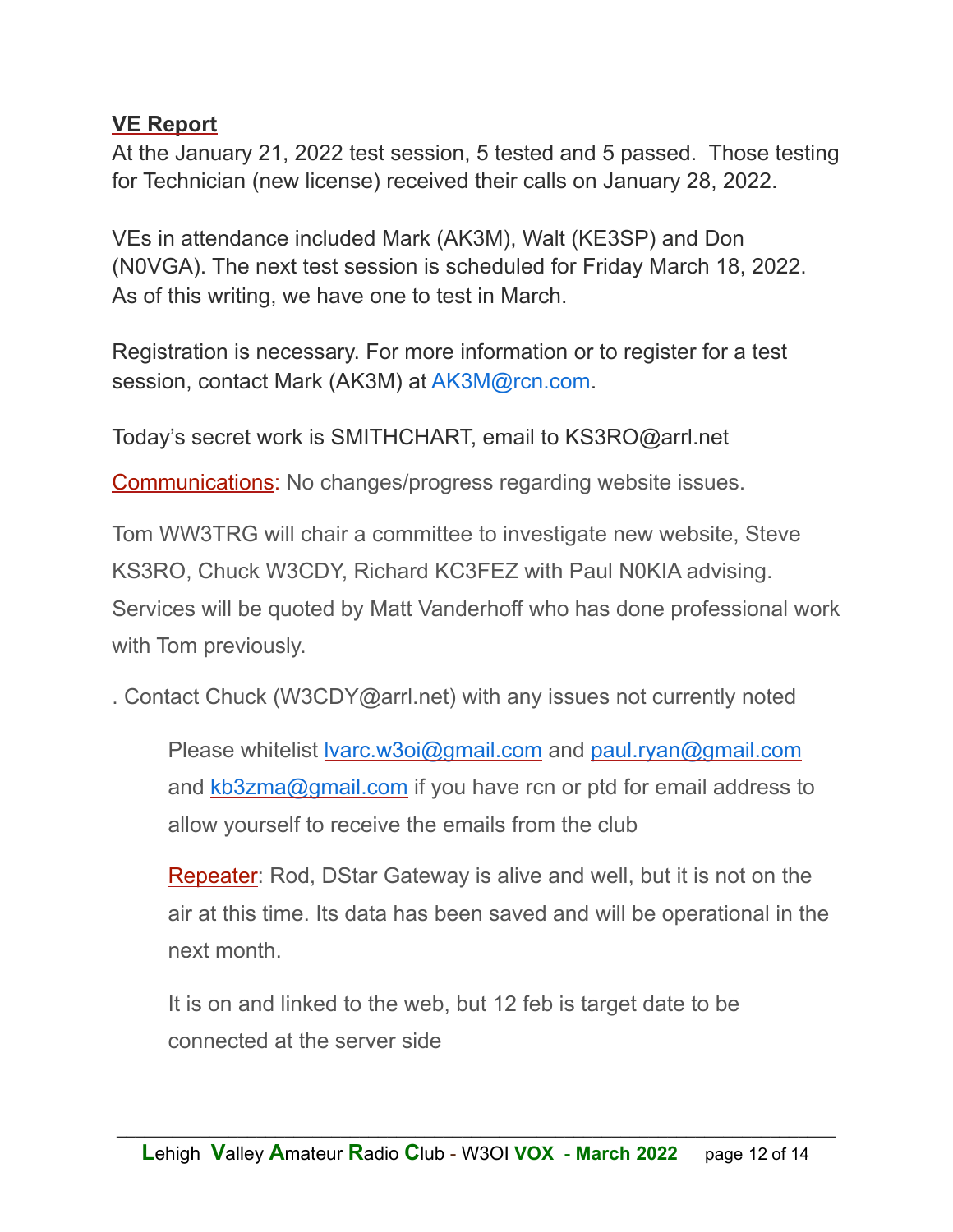## VE Report

At the January 21, 2022 test session, 5 tested and 5 passed. Those testing for Technician (new license) received their calls on January 28, 2022.

VEs in attendance included Mark (AK3M), Walt (KE3SP) and Don (N0VGA). The next test session is scheduled for Friday March 18, 2022. As of this writing, we have one to test in March.

Registration is necessary. For more information or to register for a test session, contact Mark (AK3M) at AK3M@rcn.com.

Today's secret work is SMITHCHART, email to KS3RO@arrl.net

Communications: No changes/progress regarding website issues.

Tom WW3TRG will chair a committee to investigate new website, Steve KS3RO, Chuck W3CDY, Richard KC3FEZ with Paul N0KIA advising. Services will be quoted by Matt Vanderhoff who has done professional work with Tom previously.

. Contact Chuck (W3CDY@arrl.net) with any issues not currently noted

> Please whitelist lvarc.w3oi@gmail.com and paul.ryan@gmail.com and kb3zma@gmail.com if you have rcn or ptd for email address to allow yourself to receive the emails from the club
>
> Repeater: Rod, DStar Gateway is alive and well, but it is not on the air at this time. Its data has been saved and will be operational in the next month.
>
> It is on and linked to the web, but 12 feb is target date to be connected at the server side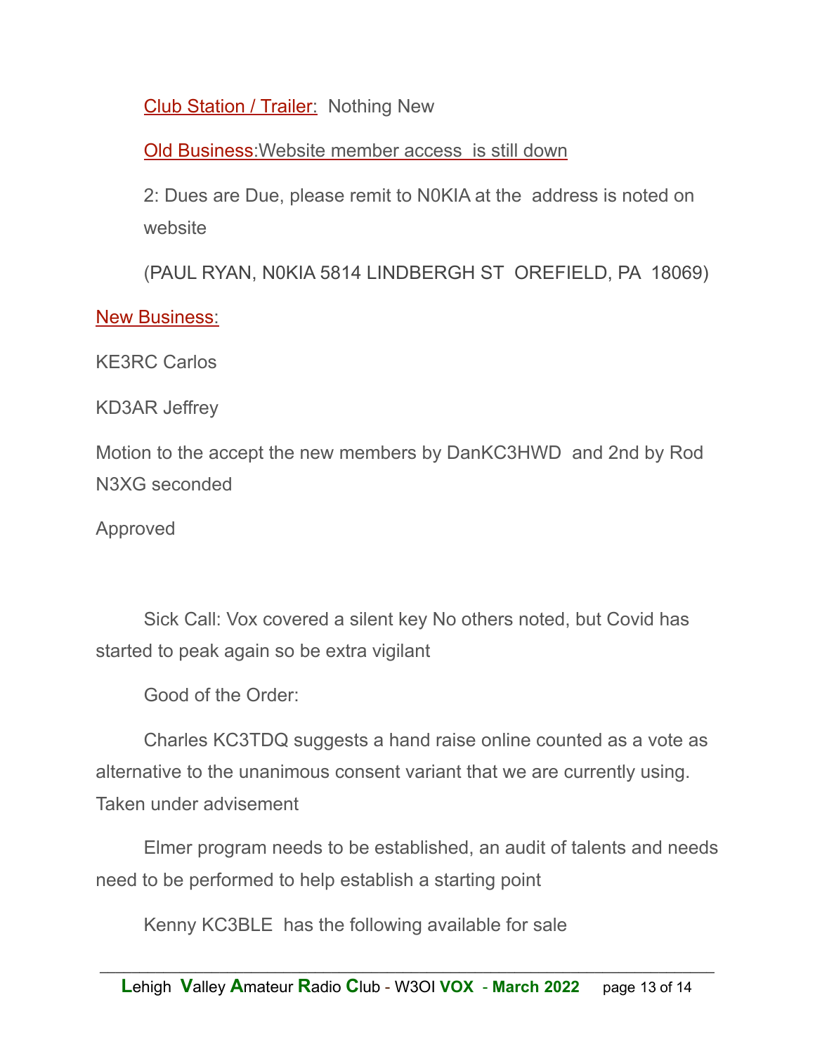Club Station / Trailer:  Nothing New

Old Business:Website member access  is still down

2: Dues are Due, please remit to N0KIA at the  address is noted on website

(PAUL RYAN, N0KIA 5814 LINDBERGH ST  OREFIELD, PA  18069)

New Business:

KE3RC Carlos

KD3AR Jeffrey

Motion to the accept the new members by DanKC3HWD  and 2nd by Rod N3XG seconded

Approved

Sick Call: Vox covered a silent key No others noted, but Covid has started to peak again so be extra vigilant

Good of the Order:

Charles KC3TDQ suggests a hand raise online counted as a vote as alternative to the unanimous consent variant that we are currently using. Taken under advisement

Elmer program needs to be established, an audit of talents and needs need to be performed to help establish a starting point

Kenny KC3BLE  has the following available for sale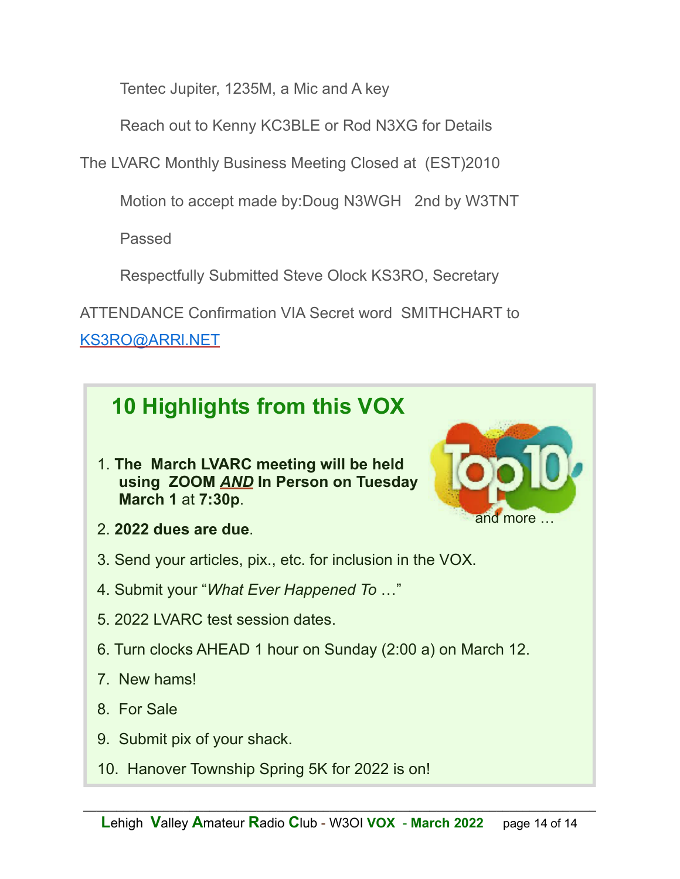Tentec Jupiter, 1235M, a Mic and A key

Reach out to Kenny KC3BLE or Rod N3XG for Details

The LVARC Monthly Business Meeting Closed at (EST)2010

Motion to accept made by:Doug N3WGH 2nd by W3TNT

Passed

Respectfully Submitted Steve Olock KS3RO, Secretary

ATTENDANCE Confirmation VIA Secret word SMITHCHART to KS3RO@ARRl.NET

## 10 Highlights from this VOX

Top10 and more …

1. **The March LVARC meeting will be held using ZOOM *AND* In Person on Tuesday March 1** at **7:30p**.
2. **2022 dues are due**.
3. Send your articles, pix., etc. for inclusion in the VOX.
4. Submit your "*What Ever Happened To* …"
5. 2022 LVARC test session dates.
6. Turn clocks AHEAD 1 hour on Sunday (2:00 a) on March 12.
7. New hams!
8. For Sale
9. Submit pix of your shack.
10. Hanover Township Spring 5K for 2022 is on!